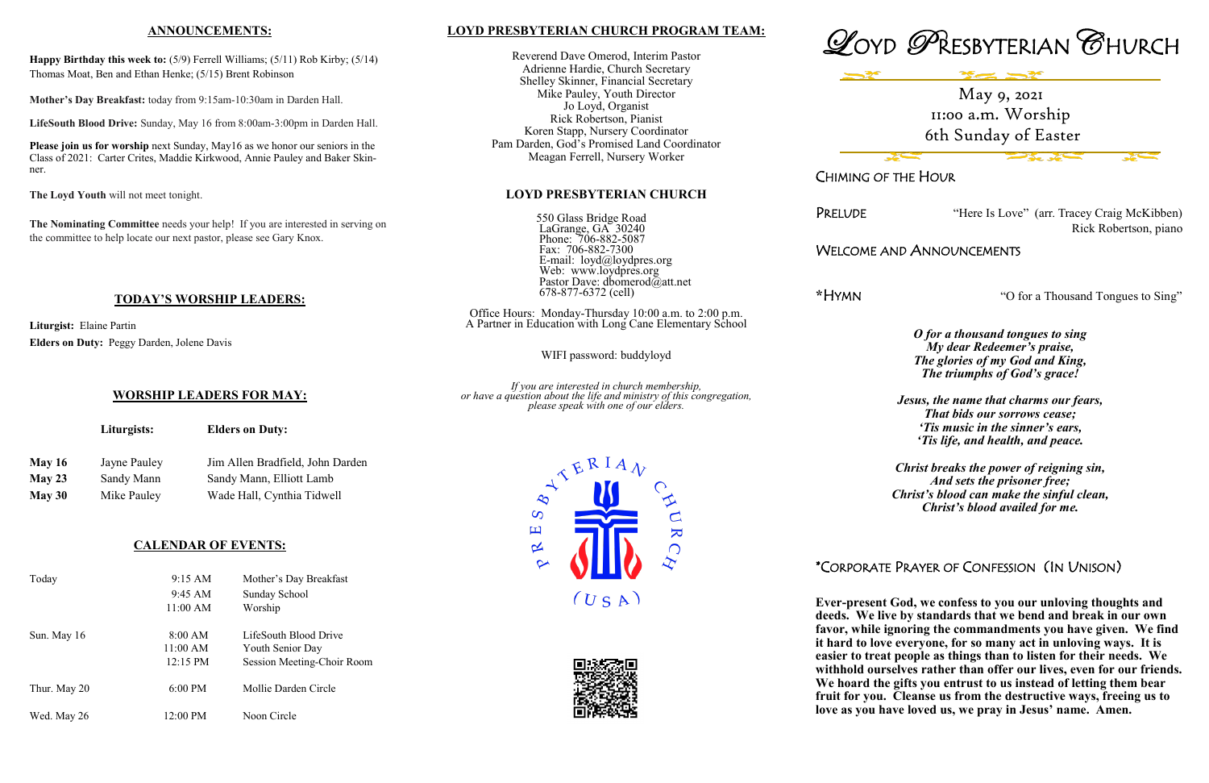## ANNOUNCEMENTS:

**Happy Birthday this week to:** (5/9) Ferrell Williams; (5/11) Rob Kirby; (5/14) Thomas Moat, Ben and Ethan Henke; (5/15) Brent Robinson

**Mother's Day Breakfast:** today from 9:15am-10:30am in Darden Hall.

**LifeSouth Blood Drive:** Sunday, May 16 from 8:00am-3:00pm in Darden Hall.

**Please join us for worship** next Sunday, May16 as we honor our seniors in the Class of 2021: Carter Crites, Maddie Kirkwood, Annie Pauley and Baker Skinner.

**The Loyd Youth** will not meet tonight.

**The Nominating Committee** needs your help! If you are interested in serving on the committee to help locate our next pastor, please see Gary Knox.

## TODAY'S WORSHIP LEADERS:

**Liturgist:** Elaine Partin

**Elders on Duty:** Peggy Darden, Jolene Davis

## WORSHIP LEADERS FOR MAY:

| | Liturgists: | Elders on Duty: |
|---|---|---|
| **May 16** | Jayne Pauley | Jim Allen Bradfield, John Darden |
| **May 23** | Sandy Mann | Sandy Mann, Elliott Lamb |
| **May 30** | Mike Pauley | Wade Hall, Cynthia Tidwell |

## CALENDAR OF EVENTS:

| | | |
|---|---|---|
| Today | 9:15 AM | Mother's Day Breakfast |
| | 9:45 AM | Sunday School |
| | 11:00 AM | Worship |
| Sun. May 16 | 8:00 AM | LifeSouth Blood Drive |
| | 11:00 AM | Youth Senior Day |
| | 12:15 PM | Session Meeting-Choir Room |
| Thur. May 20 | 6:00 PM | Mollie Darden Circle |
| Wed. May 26 | 12:00 PM | Noon Circle |

## LOYD PRESBYTERIAN CHURCH PROGRAM TEAM:

Reverend Dave Omerod, Interim Pastor
Adrienne Hardie, Church Secretary
Shelley Skinner, Financial Secretary
Mike Pauley, Youth Director
Jo Loyd, Organist
Rick Robertson, Pianist
Koren Stapp, Nursery Coordinator
Pam Darden, God's Promised Land Coordinator
Meagan Ferrell, Nursery Worker

## LOYD PRESBYTERIAN CHURCH

550 Glass Bridge Road
LaGrange, GA 30240
Phone: 706-882-5087
Fax: 706-882-7300
E-mail: loyd@loydpres.org
Web: www.loydpres.org
Pastor Dave: dbomerod@att.net
678-877-6372 (cell)

Office Hours: Monday-Thursday 10:00 a.m. to 2:00 p.m.
A Partner in Education with Long Cane Elementary School

WIFI password: buddyloyd

*If you are interested in church membership, or have a question about the life and ministry of this congregation, please speak with one of our elders.*

PRESBYTERIAN CHURCH (USA)

# LOYD PRESBYTERIAN CHURCH

May 9, 2021
11:00 a.m. Worship
6th Sunday of Easter

### CHIMING OF THE HOUR

**PRELUDE** "Here Is Love" (arr. Tracey Craig McKibben)
Rick Robertson, piano

### WELCOME AND ANNOUNCEMENTS

**\*HYMN** "O for a Thousand Tongues to Sing"

***O for a thousand tongues to sing***
***My dear Redeemer's praise,***
***The glories of my God and King,***
***The triumphs of God's grace!***

***Jesus, the name that charms our fears,***
***That bids our sorrows cease;***
***'Tis music in the sinner's ears,***
***'Tis life, and health, and peace.***

***Christ breaks the power of reigning sin,***
***And sets the prisoner free;***
***Christ's blood can make the sinful clean,***
***Christ's blood availed for me.***

### \*CORPORATE PRAYER OF CONFESSION (IN UNISON)

**Ever-present God, we confess to you our unloving thoughts and deeds. We live by standards that we bend and break in our own favor, while ignoring the commandments you have given. We find it hard to love everyone, for so many act in unloving ways. It is easier to treat people as things than to listen for their needs. We withhold ourselves rather than offer our lives, even for our friends. We hoard the gifts you entrust to us instead of letting them bear fruit for you. Cleanse us from the destructive ways, freeing us to love as you have loved us, we pray in Jesus' name. Amen.**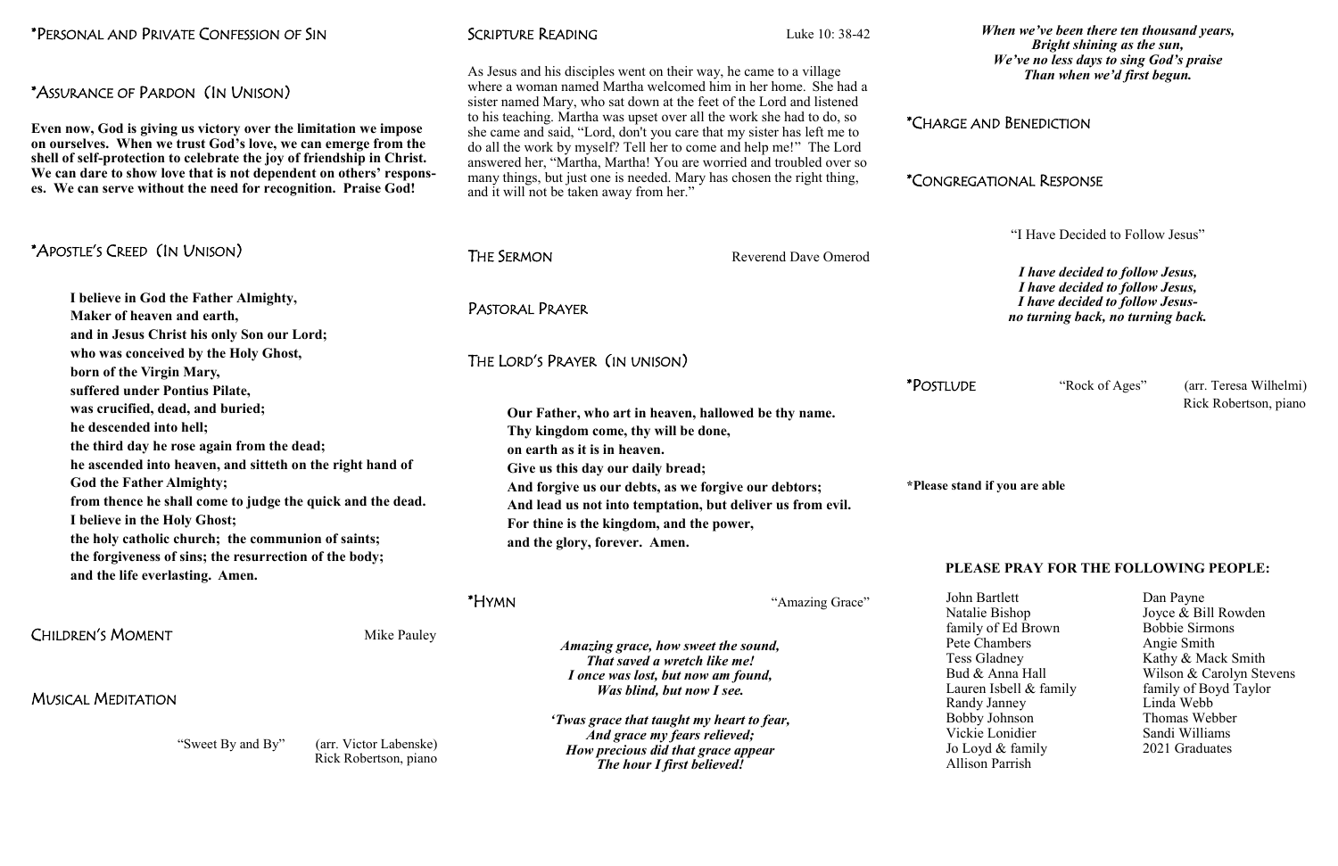## *Personal and Private Confession of Sin

## *Assurance of Pardon (In Unison)

**Even now, God is giving us victory over the limitation we impose on ourselves. When we trust God's love, we can emerge from the shell of self-protection to celebrate the joy of friendship in Christ. We can dare to show love that is not dependent on others' responses. We can serve without the need for recognition. Praise God!**

## *Apostle's Creed (In Unison)

**I believe in God the Father Almighty,**
**Maker of heaven and earth,**
**and in Jesus Christ his only Son our Lord;**
**who was conceived by the Holy Ghost,**
**born of the Virgin Mary,**
**suffered under Pontius Pilate,**
**was crucified, dead, and buried;**
**he descended into hell;**
**the third day he rose again from the dead;**
**he ascended into heaven, and sitteth on the right hand of God the Father Almighty;**
**from thence he shall come to judge the quick and the dead.**
**I believe in the Holy Ghost;**
**the holy catholic church; the communion of saints;**
**the forgiveness of sins; the resurrection of the body;**
**and the life everlasting. Amen.**

## Children's Moment — Mike Pauley

## Musical Meditation

"Sweet By and By" (arr. Victor Labenske)
Rick Robertson, piano

## Scripture Reading — Luke 10: 38-42

As Jesus and his disciples went on their way, he came to a village where a woman named Martha welcomed him in her home. She had a sister named Mary, who sat down at the feet of the Lord and listened to his teaching. Martha was upset over all the work she had to do, so she came and said, "Lord, don't you care that my sister has left me to do all the work by myself? Tell her to come and help me!" The Lord answered her, "Martha, Martha! You are worried and troubled over so many things, but just one is needed. Mary has chosen the right thing, and it will not be taken away from her."

## The Sermon — Reverend Dave Omerod

## Pastoral Prayer

## The Lord's Prayer (in unison)

**Our Father, who art in heaven, hallowed be thy name.**
**Thy kingdom come, thy will be done,**
**on earth as it is in heaven.**
**Give us this day our daily bread;**
**And forgive us our debts, as we forgive our debtors;**
**And lead us not into temptation, but deliver us from evil.**
**For thine is the kingdom, and the power,**
**and the glory, forever. Amen.**

## *Hymn — "Amazing Grace"

***Amazing grace, how sweet the sound,***
***That saved a wretch like me!***
***I once was lost, but now am found,***
***Was blind, but now I see.***

***'Twas grace that taught my heart to fear,***
***And grace my fears relieved;***
***How precious did that grace appear***
***The hour I first believed!***

***When we've been there ten thousand years,***
***Bright shining as the sun,***
***We've no less days to sing God's praise***
***Than when we'd first begun.***

## *Charge and Benediction

## *Congregational Response

"I Have Decided to Follow Jesus"

***I have decided to follow Jesus,***
***I have decided to follow Jesus,***
***I have decided to follow Jesus-***
***no turning back, no turning back.***

## *Postlude

"Rock of Ages" (arr. Teresa Wilhelmi)
Rick Robertson, piano

**\*Please stand if you are able**

### PLEASE PRAY FOR THE FOLLOWING PEOPLE:

John Bartlett
Natalie Bishop
family of Ed Brown
Pete Chambers
Tess Gladney
Bud & Anna Hall
Lauren Isbell & family
Randy Janney
Bobby Johnson
Vickie Lonidier
Jo Loyd & family
Allison Parrish
Dan Payne
Joyce & Bill Rowden
Bobbie Sirmons
Angie Smith
Kathy & Mack Smith
Wilson & Carolyn Stevens
family of Boyd Taylor
Linda Webb
Thomas Webber
Sandi Williams
2021 Graduates